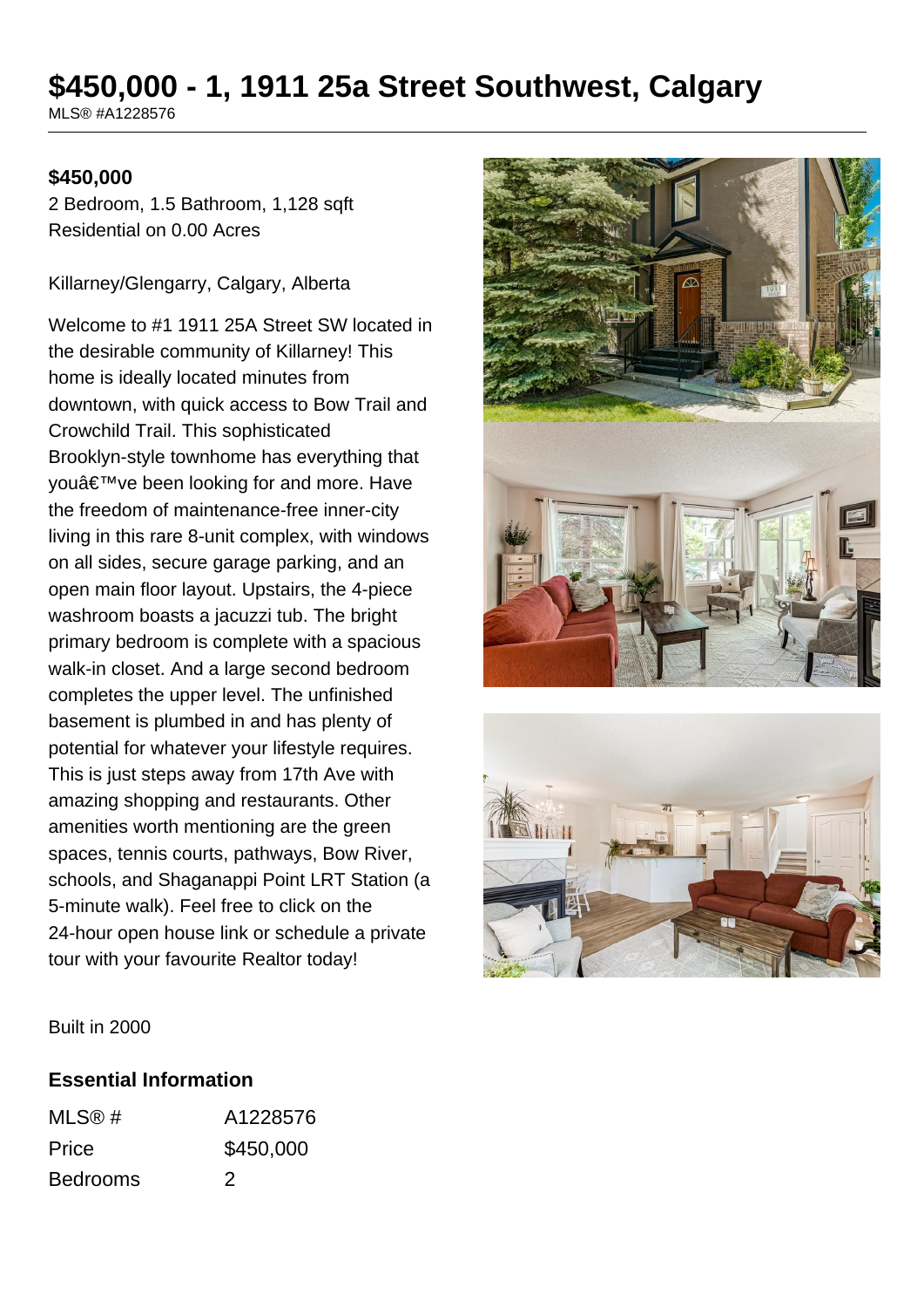# $450,000 - 1, 1911 25a Street Southwest, Calgary

MLS® #A1228576

**$450,000**

2 Bedroom, 1.5 Bathroom, 1,128 sqft
Residential on 0.00 Acres

Killarney/Glengarry, Calgary, Alberta

Welcome to #1 1911 25A Street SW located in the desirable community of Killarney! This home is ideally located minutes from downtown, with quick access to Bow Trail and Crowchild Trail. This sophisticated Brooklyn-style townhome has everything that youâ€™ve been looking for and more. Have the freedom of maintenance-free inner-city living in this rare 8-unit complex, with windows on all sides, secure garage parking, and an open main floor layout. Upstairs, the 4-piece washroom boasts a jacuzzi tub. The bright primary bedroom is complete with a spacious walk-in closet. And a large second bedroom completes the upper level. The unfinished basement is plumbed in and has plenty of potential for whatever your lifestyle requires. This is just steps away from 17th Ave with amazing shopping and restaurants. Other amenities worth mentioning are the green spaces, tennis courts, pathways, Bow River, schools, and Shaganappi Point LRT Station (a 5-minute walk). Feel free to click on the 24-hour open house link or schedule a private tour with your favourite Realtor today!

Built in 2000

## Essential Information

| | |
|---|---|
| MLS® # | A1228576 |
| Price | $450,000 |
| Bedrooms | 2 |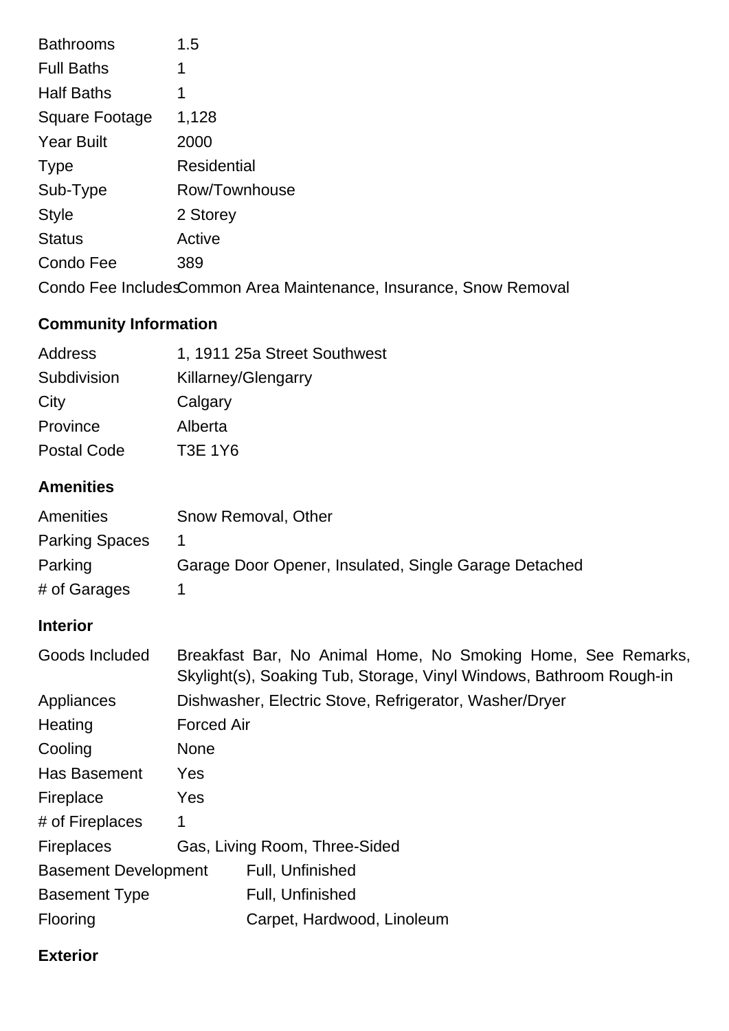| | |
|---|---|
| Bathrooms | 1.5 |
| Full Baths | 1 |
| Half Baths | 1 |
| Square Footage | 1,128 |
| Year Built | 2000 |
| Type | Residential |
| Sub-Type | Row/Townhouse |
| Style | 2 Storey |
| Status | Active |
| Condo Fee | 389 |
| Condo Fee Includes | Common Area Maintenance, Insurance, Snow Removal |

### Community Information

| | |
|---|---|
| Address | 1, 1911 25a Street Southwest |
| Subdivision | Killarney/Glengarry |
| City | Calgary |
| Province | Alberta |
| Postal Code | T3E 1Y6 |

### Amenities

| | |
|---|---|
| Amenities | Snow Removal, Other |
| Parking Spaces | 1 |
| Parking | Garage Door Opener, Insulated, Single Garage Detached |
| # of Garages | 1 |

### Interior

| | |
|---|---|
| Goods Included | Breakfast Bar, No Animal Home, No Smoking Home, See Remarks, Skylight(s), Soaking Tub, Storage, Vinyl Windows, Bathroom Rough-in |
| Appliances | Dishwasher, Electric Stove, Refrigerator, Washer/Dryer |
| Heating | Forced Air |
| Cooling | None |
| Has Basement | Yes |
| Fireplace | Yes |
| # of Fireplaces | 1 |
| Fireplaces | Gas, Living Room, Three-Sided |
| Basement Development | Full, Unfinished |
| Basement Type | Full, Unfinished |
| Flooring | Carpet, Hardwood, Linoleum |

### Exterior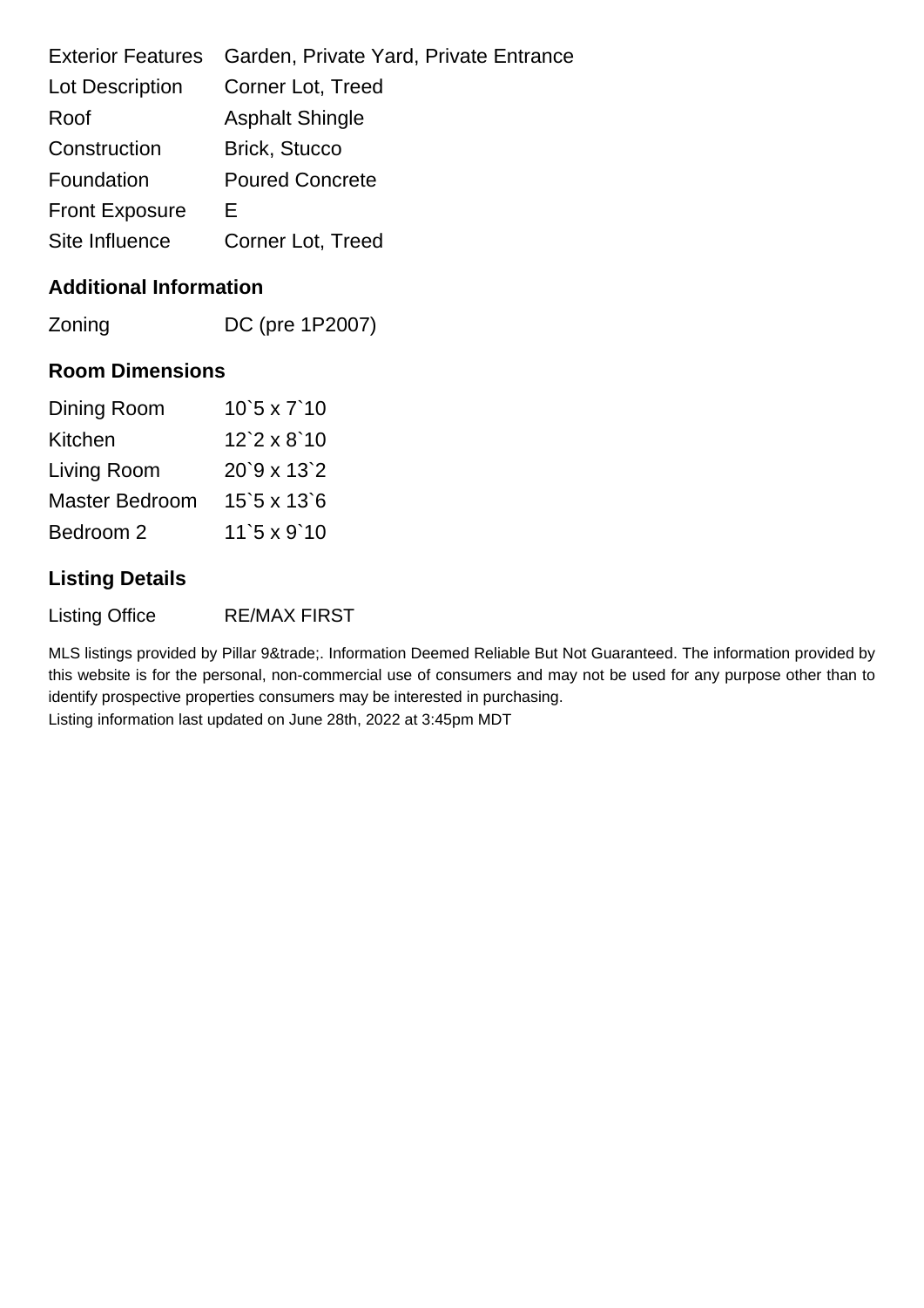| | |
|---|---|
| Exterior Features | Garden, Private Yard, Private Entrance |
| Lot Description | Corner Lot, Treed |
| Roof | Asphalt Shingle |
| Construction | Brick, Stucco |
| Foundation | Poured Concrete |
| Front Exposure | E |
| Site Influence | Corner Lot, Treed |

### Additional Information

| | |
|---|---|
| Zoning | DC (pre 1P2007) |

### Room Dimensions

| | |
|---|---|
| Dining Room | 10`5 x 7`10 |
| Kitchen | 12`2 x 8`10 |
| Living Room | 20`9 x 13`2 |
| Master Bedroom | 15`5 x 13`6 |
| Bedroom 2 | 11`5 x 9`10 |

### Listing Details

| | |
|---|---|
| Listing Office | RE/MAX FIRST |

MLS listings provided by Pillar 9&trade;. Information Deemed Reliable But Not Guaranteed. The information provided by this website is for the personal, non-commercial use of consumers and may not be used for any purpose other than to identify prospective properties consumers may be interested in purchasing.
Listing information last updated on June 28th, 2022 at 3:45pm MDT